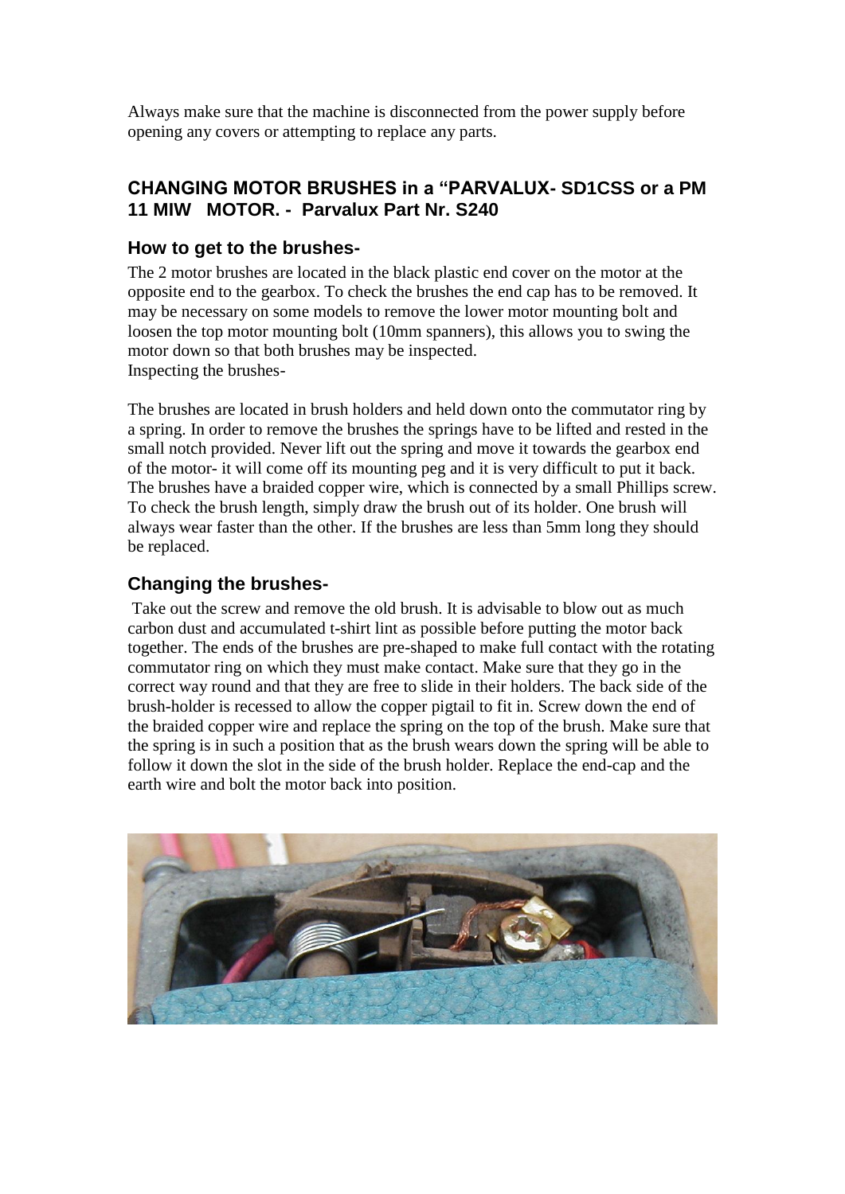Always make sure that the machine is disconnected from the power supply before opening any covers or attempting to replace any parts.

## CHANGING MOTOR BRUSHES in a "PARVALUX- SD1CSS or a PM 11 MIW MOTOR. - Parvalux Part Nr. S240

### How to get to the brushes-

The 2 motor brushes are located in the black plastic end cover on the motor at the opposite end to the gearbox. To check the brushes the end cap has to be removed. It may be necessary on some models to remove the lower motor mounting bolt and loosen the top motor mounting bolt (10mm spanners), this allows you to swing the motor down so that both brushes may be inspected.
Inspecting the brushes-

The brushes are located in brush holders and held down onto the commutator ring by a spring. In order to remove the brushes the springs have to be lifted and rested in the small notch provided. Never lift out the spring and move it towards the gearbox end of the motor- it will come off its mounting peg and it is very difficult to put it back. The brushes have a braided copper wire, which is connected by a small Phillips screw. To check the brush length, simply draw the brush out of its holder. One brush will always wear faster than the other. If the brushes are less than 5mm long they should be replaced.

### Changing the brushes-

Take out the screw and remove the old brush. It is advisable to blow out as much carbon dust and accumulated t-shirt lint as possible before putting the motor back together. The ends of the brushes are pre-shaped to make full contact with the rotating commutator ring on which they must make contact. Make sure that they go in the correct way round and that they are free to slide in their holders. The back side of the brush-holder is recessed to allow the copper pigtail to fit in. Screw down the end of the braided copper wire and replace the spring on the top of the brush. Make sure that the spring is in such a position that as the brush wears down the spring will be able to follow it down the slot in the side of the brush holder. Replace the end-cap and the earth wire and bolt the motor back into position.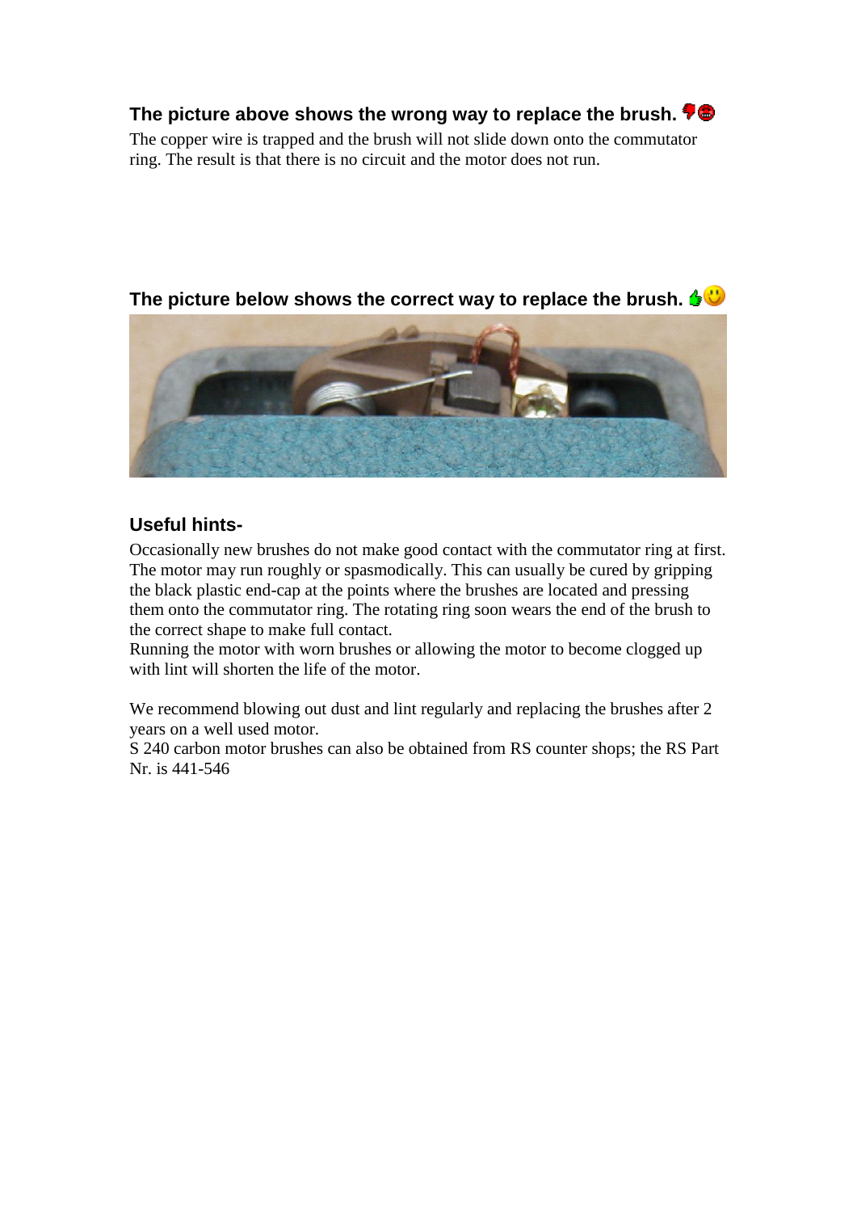### The picture above shows the wrong way to replace the brush.

The copper wire is trapped and the brush will not slide down onto the commutator ring. The result is that there is no circuit and the motor does not run.

### The picture below shows the correct way to replace the brush.

### Useful hints-

Occasionally new brushes do not make good contact with the commutator ring at first. The motor may run roughly or spasmodically. This can usually be cured by gripping the black plastic end-cap at the points where the brushes are located and pressing them onto the commutator ring. The rotating ring soon wears the end of the brush to the correct shape to make full contact.
Running the motor with worn brushes or allowing the motor to become clogged up with lint will shorten the life of the motor.

We recommend blowing out dust and lint regularly and replacing the brushes after 2 years on a well used motor.
S 240 carbon motor brushes can also be obtained from RS counter shops; the RS Part Nr. is 441-546